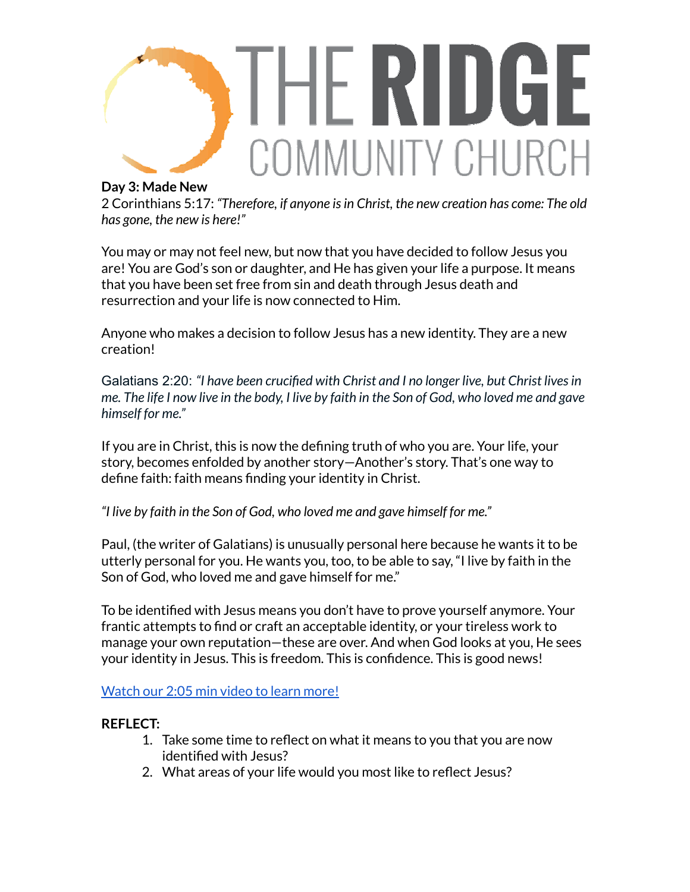THE RIDGE COMMUNITY CHURCH

**Day 3: Made New**

2 Corinthians 5:17: *"Therefore, if anyone is in Christ, the new creation has come: The old has gone, the new is here!"*

You may or may not feel new, but now that you have decided to follow Jesus you are! You are God's son or daughter, and He has given your life a purpose. It means that you have been set free from sin and death through Jesus death and resurrection and your life is now connected to Him.

Anyone who makes a decision to follow Jesus has a new identity. They are a new creation!

Galatians 2:20: *"I have been crucified with Christ and I no longer live, but Christ lives in me. The life I now live in the body, I live by faith in the Son of God, who loved me and gave himself for me."*

If you are in Christ, this is now the defining truth of who you are. Your life, your story, becomes enfolded by another story—Another's story. That's one way to define faith: faith means finding your identity in Christ.

*"I live by faith in the Son of God, who loved me and gave himself for me."*

Paul, (the writer of Galatians) is unusually personal here because he wants it to be utterly personal for you. He wants you, too, to be able to say, "I live by faith in the Son of God, who loved me and gave himself for me."

To be identified with Jesus means you don't have to prove yourself anymore. Your frantic attempts to find or craft an acceptable identity, or your tireless work to manage your own reputation—these are over. And when God looks at you, He sees your identity in Jesus. This is freedom. This is confidence. This is good news!

[Watch our 2:05 min video to learn more!]

**REFLECT:**

1. Take some time to reflect on what it means to you that you are now identified with Jesus?
2. What areas of your life would you most like to reflect Jesus?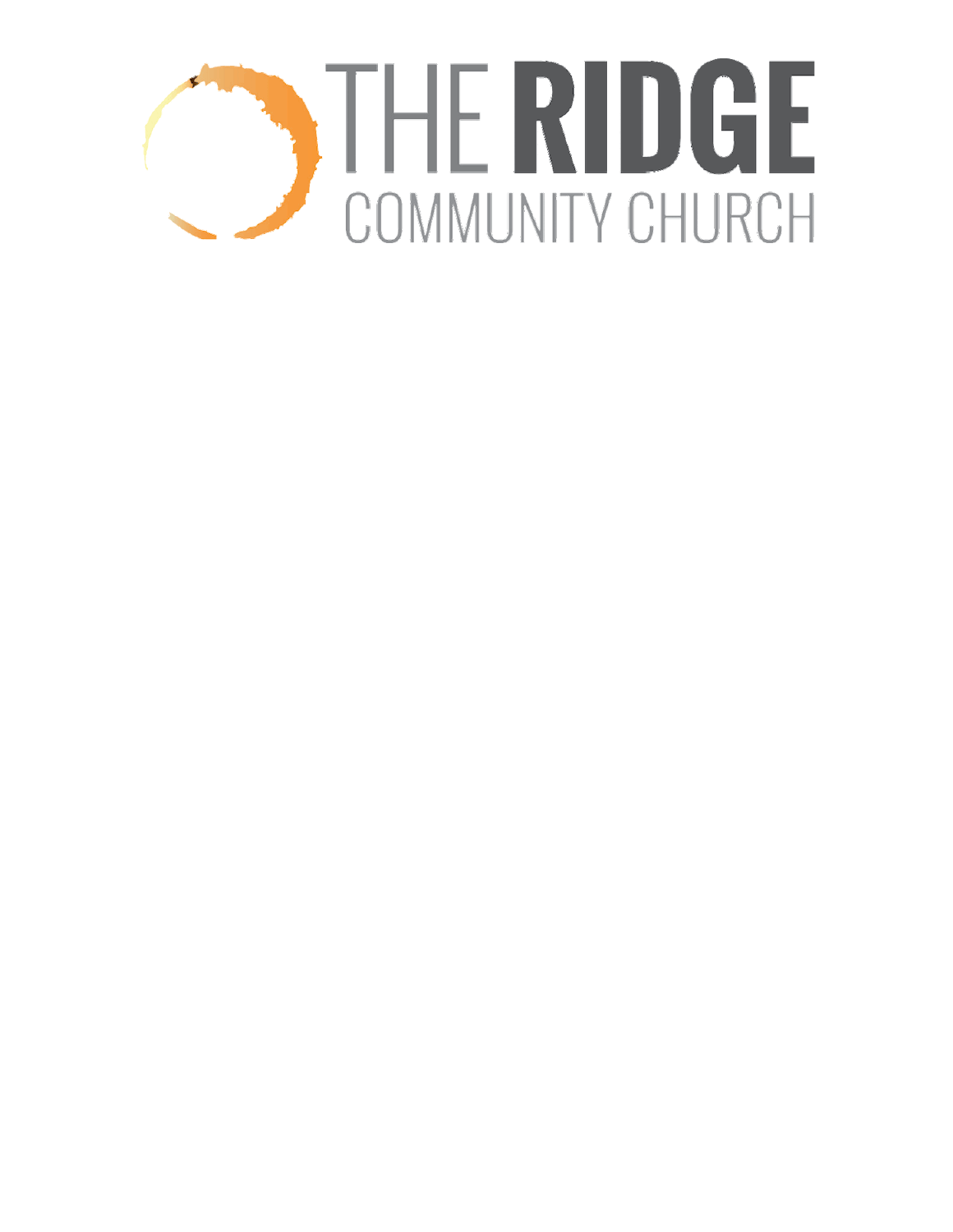THE RIDGE

COMMUNITY CHURCH